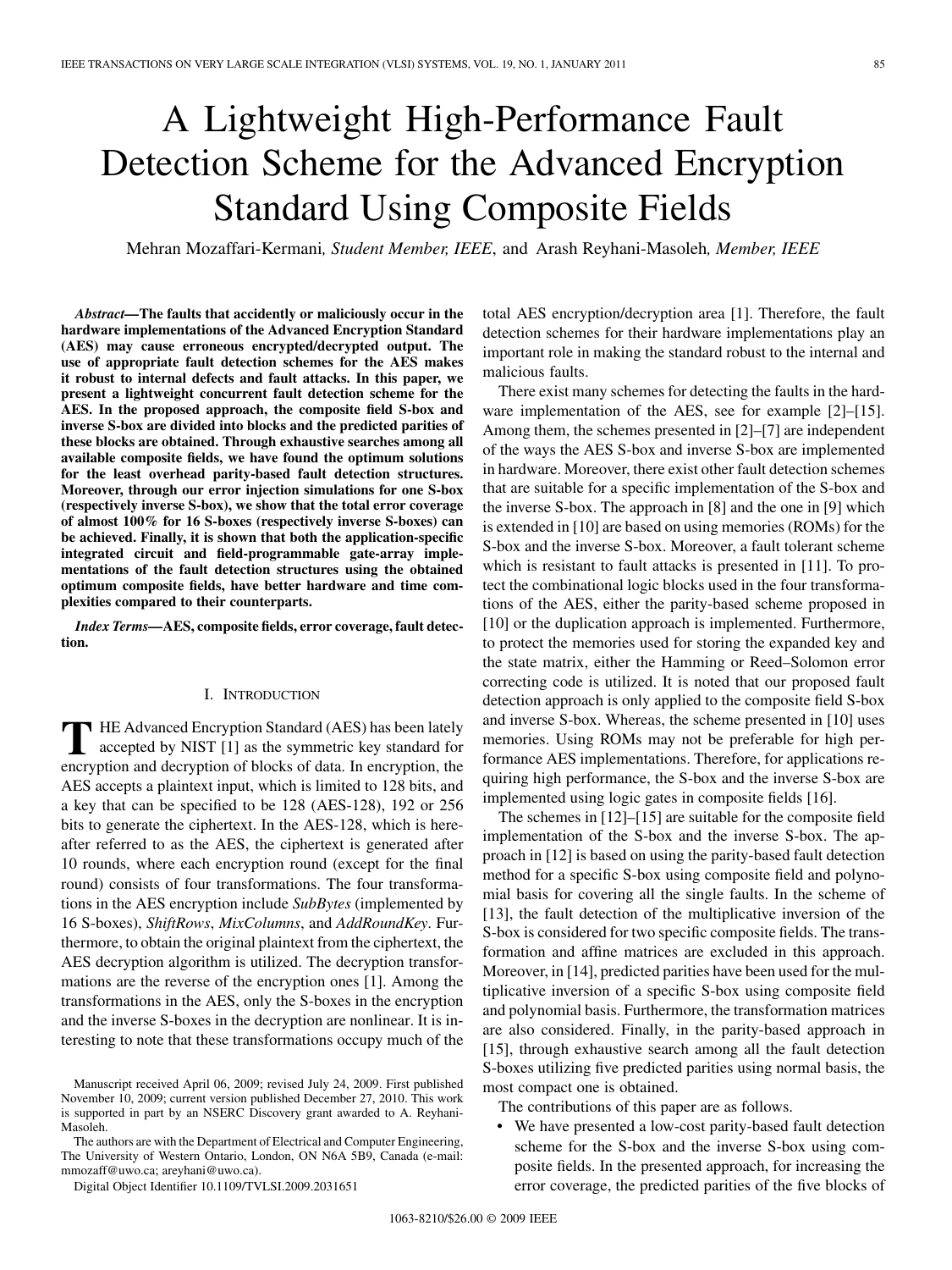# A Lightweight High-Performance Fault Detection Scheme for the Advanced Encryption Standard Using Composite Fields

Mehran Mozaffari-Kermani, *Student Member, IEEE*, and Arash Reyhani-Masoleh, *Member, IEEE*

***Abstract*—The faults that accidently or maliciously occur in the hardware implementations of the Advanced Encryption Standard (AES) may cause erroneous encrypted/decrypted output. The use of appropriate fault detection schemes for the AES makes it robust to internal defects and fault attacks. In this paper, we present a lightweight concurrent fault detection scheme for the AES. In the proposed approach, the composite field S-box and inverse S-box are divided into blocks and the predicted parities of these blocks are obtained. Through exhaustive searches among all available composite fields, we have found the optimum solutions for the least overhead parity-based fault detection structures. Moreover, through our error injection simulations for one S-box (respectively inverse S-box), we show that the total error coverage of almost 100% for 16 S-boxes (respectively inverse S-boxes) can be achieved. Finally, it is shown that both the application-specific integrated circuit and field-programmable gate-array implementations of the fault detection structures using the obtained optimum composite fields, have better hardware and time complexities compared to their counterparts.**

***Index Terms*—AES, composite fields, error coverage, fault detection.**

## I. Introduction

The Advanced Encryption Standard (AES) has been lately accepted by NIST [1] as the symmetric key standard for encryption and decryption of blocks of data. In encryption, the AES accepts a plaintext input, which is limited to 128 bits, and a key that can be specified to be 128 (AES-128), 192 or 256 bits to generate the ciphertext. In the AES-128, which is hereafter referred to as the AES, the ciphertext is generated after 10 rounds, where each encryption round (except for the final round) consists of four transformations. The four transformations in the AES encryption include *SubBytes* (implemented by 16 S-boxes), *ShiftRows*, *MixColumns*, and *AddRoundKey*. Furthermore, to obtain the original plaintext from the ciphertext, the AES decryption algorithm is utilized. The decryption transformations are the reverse of the encryption ones [1]. Among the transformations in the AES, only the S-boxes in the encryption and the inverse S-boxes in the decryption are nonlinear. It is interesting to note that these transformations occupy much of the total AES encryption/decryption area [1]. Therefore, the fault detection schemes for their hardware implementations play an important role in making the standard robust to the internal and malicious faults.

There exist many schemes for detecting the faults in the hardware implementation of the AES, see for example [2]–[15]. Among them, the schemes presented in [2]–[7] are independent of the ways the AES S-box and inverse S-box are implemented in hardware. Moreover, there exist other fault detection schemes that are suitable for a specific implementation of the S-box and the inverse S-box. The approach in [8] and the one in [9] which is extended in [10] are based on using memories (ROMs) for the S-box and the inverse S-box. Moreover, a fault tolerant scheme which is resistant to fault attacks is presented in [11]. To protect the combinational logic blocks used in the four transformations of the AES, either the parity-based scheme proposed in [10] or the duplication approach is implemented. Furthermore, to protect the memories used for storing the expanded key and the state matrix, either the Hamming or Reed–Solomon error correcting code is utilized. It is noted that our proposed fault detection approach is only applied to the composite field S-box and inverse S-box. Whereas, the scheme presented in [10] uses memories. Using ROMs may not be preferable for high performance AES implementations. Therefore, for applications requiring high performance, the S-box and the inverse S-box are implemented using logic gates in composite fields [16].

The schemes in [12]–[15] are suitable for the composite field implementation of the S-box and the inverse S-box. The approach in [12] is based on using the parity-based fault detection method for a specific S-box using composite field and polynomial basis for covering all the single faults. In the scheme of [13], the fault detection of the multiplicative inversion of the S-box is considered for two specific composite fields. The transformation and affine matrices are excluded in this approach. Moreover, in [14], predicted parities have been used for the multiplicative inversion of a specific S-box using composite field and polynomial basis. Furthermore, the transformation matrices are also considered. Finally, in the parity-based approach in [15], through exhaustive search among all the fault detection S-boxes utilizing five predicted parities using normal basis, the most compact one is obtained.

The contributions of this paper are as follows.

- We have presented a low-cost parity-based fault detection scheme for the S-box and the inverse S-box using composite fields. In the presented approach, for increasing the error coverage, the predicted parities of the five blocks of

Manuscript received April 06, 2009; revised July 24, 2009. First published November 10, 2009; current version published December 27, 2010. This work is supported in part by an NSERC Discovery grant awarded to A. Reyhani-Masoleh.

The authors are with the Department of Electrical and Computer Engineering, The University of Western Ontario, London, ON N6A 5B9, Canada (e-mail: mmozaff@uwo.ca; areyhani@uwo.ca).

Digital Object Identifier 10.1109/TVLSI.2009.2031651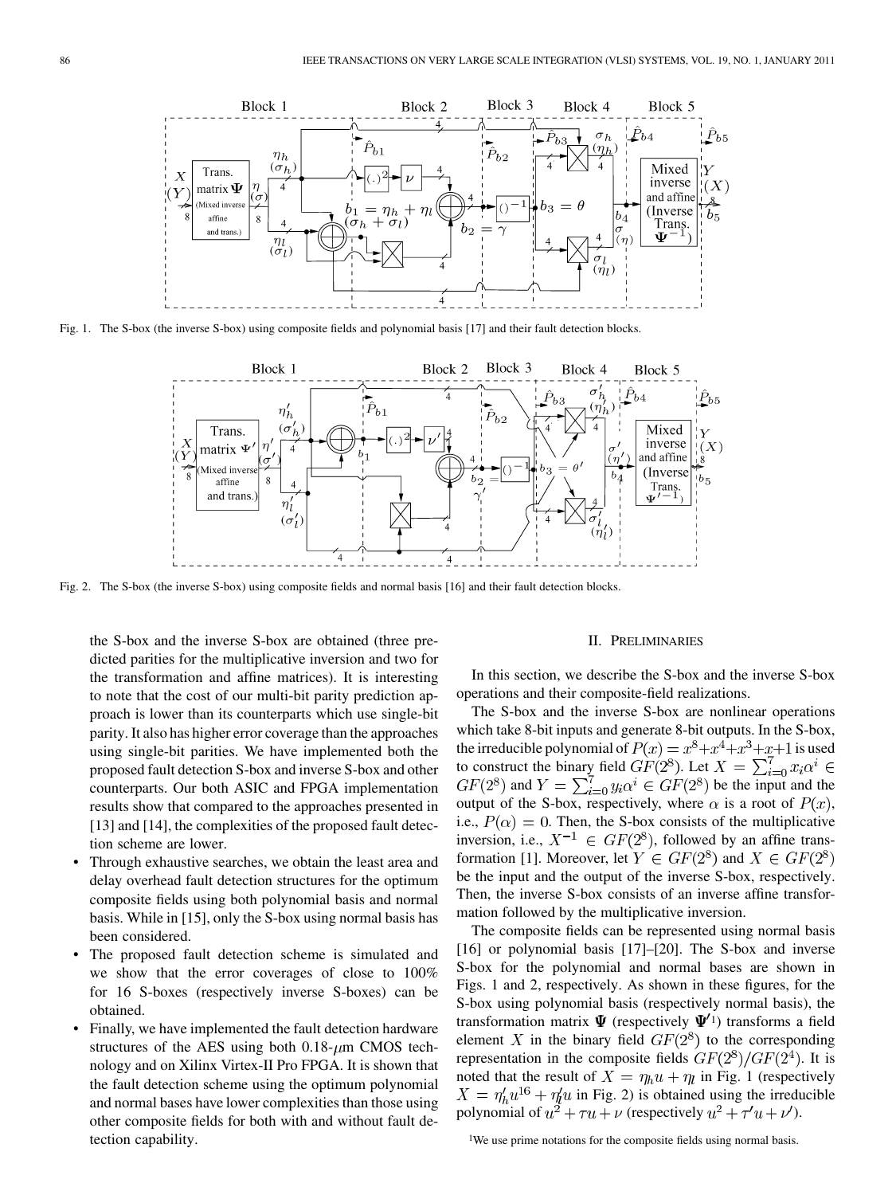Fig. 1. The S-box (the inverse S-box) using composite fields and polynomial basis [17] and their fault detection blocks.

Fig. 2. The S-box (the inverse S-box) using composite fields and normal basis [16] and their fault detection blocks.

the S-box and the inverse S-box are obtained (three predicted parities for the multiplicative inversion and two for the transformation and affine matrices). It is interesting to note that the cost of our multi-bit parity prediction approach is lower than its counterparts which use single-bit parity. It also has higher error coverage than the approaches using single-bit parities. We have implemented both the proposed fault detection S-box and inverse S-box and other counterparts. Our both ASIC and FPGA implementation results show that compared to the approaches presented in [13] and [14], the complexities of the proposed fault detection scheme are lower.

- Through exhaustive searches, we obtain the least area and delay overhead fault detection structures for the optimum composite fields using both polynomial basis and normal basis. While in [15], only the S-box using normal basis has been considered.
- The proposed fault detection scheme is simulated and we show that the error coverages of close to 100% for 16 S-boxes (respectively inverse S-boxes) can be obtained.
- Finally, we have implemented the fault detection hardware structures of the AES using both 0.18-$\mu$m CMOS technology and on Xilinx Virtex-II Pro FPGA. It is shown that the fault detection scheme using the optimum polynomial and normal bases have lower complexities than those using other composite fields for both with and without fault detection capability.

## II. Preliminaries

In this section, we describe the S-box and the inverse S-box operations and their composite-field realizations.

The S-box and the inverse S-box are nonlinear operations which take 8-bit inputs and generate 8-bit outputs. In the S-box, the irreducible polynomial of $P(x) = x^8+x^4+x^3+x+1$ is used to construct the binary field $GF(2^8)$. Let $X = \sum_{i=0}^{7} x_i\alpha^i \in GF(2^8)$ and $Y = \sum_{i=0}^{7} y_i\alpha^i \in GF(2^8)$ be the input and the output of the S-box, respectively, where $\alpha$ is a root of $P(x)$, i.e., $P(\alpha) = 0$. Then, the S-box consists of the multiplicative inversion, i.e., $X^{-1} \in GF(2^8)$, followed by an affine transformation [1]. Moreover, let $Y \in GF(2^8)$ and $X \in GF(2^8)$ be the input and the output of the inverse S-box, respectively. Then, the inverse S-box consists of an inverse affine transformation followed by the multiplicative inversion.

The composite fields can be represented using normal basis [16] or polynomial basis [17]–[20]. The S-box and inverse S-box for the polynomial and normal bases are shown in Figs. 1 and 2, respectively. As shown in these figures, for the S-box using polynomial basis (respectively normal basis), the transformation matrix $\Psi$ (respectively $\Psi'$[1]) transforms a field element $X$ in the binary field $GF(2^8)$ to the corresponding representation in the composite fields $GF(2^8)/GF(2^4)$. It is noted that the result of $X = \eta_h u + \eta_l$ in Fig. 1 (respectively $X = \eta'_h u^{16} + \eta'_l u$ in Fig. 2) is obtained using the irreducible polynomial of $u^2 + \tau u + \nu$ (respectively $u^2 + \tau' u + \nu'$).

[1]We use prime notations for the composite fields using normal basis.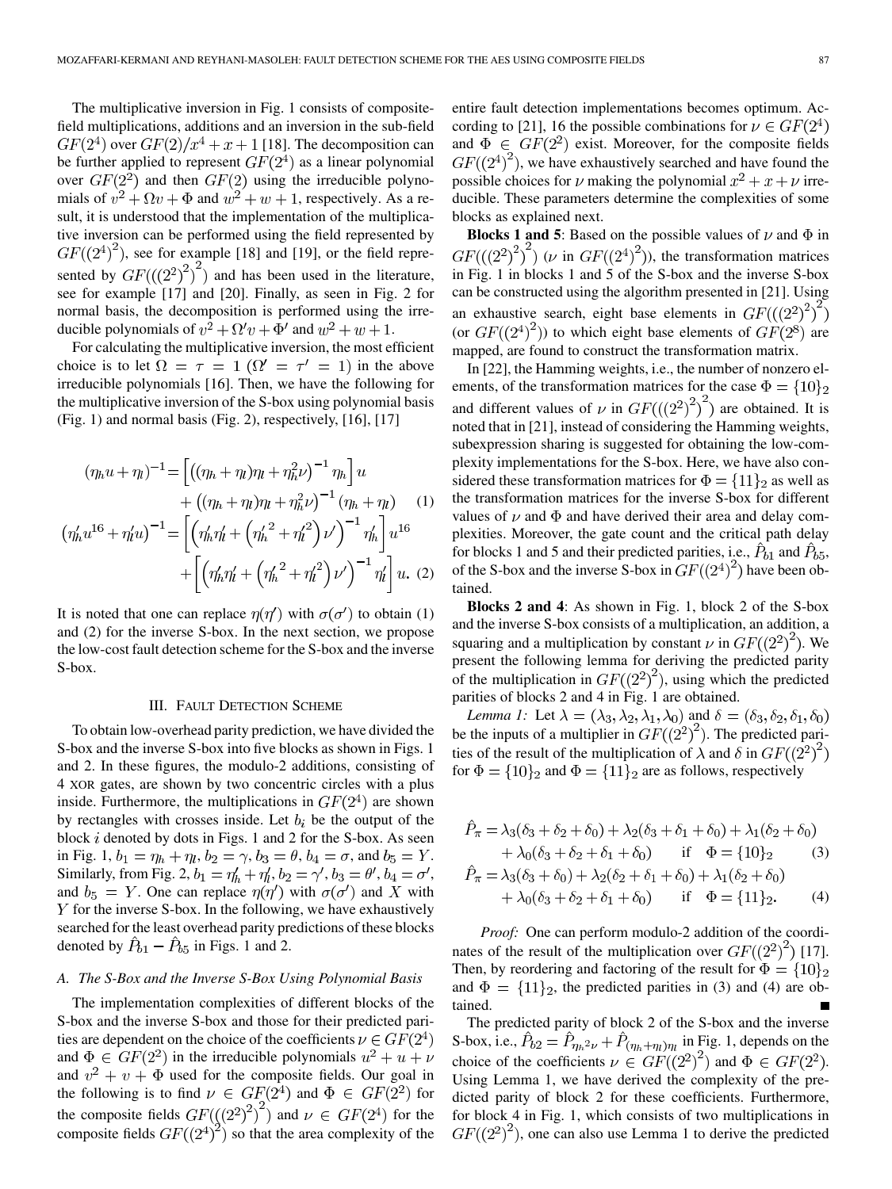The multiplicative inversion in Fig. 1 consists of composite-field multiplications, additions and an inversion in the sub-field $GF(2^4)$ over $GF(2)/x^4+x+1$ [18]. The decomposition can be further applied to represent $GF(2^4)$ as a linear polynomial over $GF(2^2)$ and then $GF(2)$ using the irreducible polynomials of $v^2+\Omega v+\Phi$ and $w^2+w+1$, respectively. As a result, it is understood that the implementation of the multiplicative inversion can be performed using the field represented by $GF((2^4)^2)$, see for example [18] and [19], or the field represented by $GF(((2^2)^2)^2)$ and has been used in the literature, see for example [17] and [20]. Finally, as seen in Fig. 2 for normal basis, the decomposition is performed using the irreducible polynomials of $v^2+\Omega' v+\Phi'$ and $w^2+w+1$.

For calculating the multiplicative inversion, the most efficient choice is to let $\Omega=\tau=1$ ($\Omega'=\tau'=1$) in the above irreducible polynomials [16]. Then, we have the following for the multiplicative inversion of the S-box using polynomial basis (Fig. 1) and normal basis (Fig. 2), respectively, [16], [17]

$$
\begin{aligned}
(\eta_h u+\eta_l)^{-1} =& \left[\left((\eta_h+\eta_l)\eta_l+\eta_h^2\nu\right)^{-1}\eta_h\right]u \\
&+\left((\eta_h+\eta_l)\eta_l+\eta_h^2\nu\right)^{-1}(\eta_h+\eta_l) \quad (1)\\
\left(\eta_h' u^{16}+\eta_l' u\right)^{-1} =& \left[\left(\eta_h'\eta_l'+\left({\eta_h'}^2+{\eta_l'}^2\right)\nu'\right)^{-1}\eta_h'\right]u^{16} \\
&+\left[\left(\eta_h'\eta_l'+\left({\eta_h'}^2+{\eta_l'}^2\right)\nu'\right)^{-1}\eta_l'\right]u. \quad (2)
\end{aligned}
$$

It is noted that one can replace $\eta(\eta')$ with $\sigma(\sigma')$ to obtain (1) and (2) for the inverse S-box. In the next section, we propose the low-cost fault detection scheme for the S-box and the inverse S-box.

## III. Fault Detection Scheme

To obtain low-overhead parity prediction, we have divided the S-box and the inverse S-box into five blocks as shown in Figs. 1 and 2. In these figures, the modulo-2 additions, consisting of 4 XOR gates, are shown by two concentric circles with a plus inside. Furthermore, the multiplications in $GF(2^4)$ are shown by rectangles with crosses inside. Let $b_i$ be the output of the block $i$ denoted by dots in Figs. 1 and 2 for the S-box. As seen in Fig. 1, $b_1=\eta_h+\eta_l$, $b_2=\gamma$, $b_3=\theta$, $b_4=\sigma$, and $b_5=Y$. Similarly, from Fig. 2, $b_1=\eta_h'+\eta_l'$, $b_2=\gamma'$, $b_3=\theta'$, $b_4=\sigma'$, and $b_5=Y$. One can replace $\eta(\eta')$ with $\sigma(\sigma')$ and $X$ with $Y$ for the inverse S-box. In the following, we have exhaustively searched for the least overhead parity predictions of these blocks denoted by $\hat{P}_{b1}-\hat{P}_{b5}$ in Figs. 1 and 2.

### A. The S-Box and the Inverse S-Box Using Polynomial Basis

The implementation complexities of different blocks of the S-box and the inverse S-box and those for their predicted parities are dependent on the choice of the coefficients $\nu\in GF(2^4)$ and $\Phi\in GF(2^2)$ in the irreducible polynomials $u^2+u+\nu$ and $v^2+v+\Phi$ used for the composite fields. Our goal in the following is to find $\nu\in GF(2^4)$ and $\Phi\in GF(2^2)$ for the composite fields $GF(((2^2)^2)^2)$ and $\nu\in GF(2^4)$ for the composite fields $GF((2^4)^2)$ so that the area complexity of the entire fault detection implementations becomes optimum. According to [21], 16 the possible combinations for $\nu\in GF(2^4)$ and $\Phi\in GF(2^2)$ exist. Moreover, for the composite fields $GF((2^4)^2)$, we have exhaustively searched and have found the possible choices for $\nu$ making the polynomial $x^2+x+\nu$ irreducible. These parameters determine the complexities of some blocks as explained next.

**Blocks 1 and 5**: Based on the possible values of $\nu$ and $\Phi$ in $GF(((2^2)^2)^2)$ ($\nu$ in $GF((2^4)^2)$), the transformation matrices in Fig. 1 in blocks 1 and 5 of the S-box and the inverse S-box can be constructed using the algorithm presented in [21]. Using an exhaustive search, eight base elements in $GF(((2^2)^2)^2)$ (or $GF((2^4)^2)$) to which eight base elements of $GF(2^8)$ are mapped, are found to construct the transformation matrix.

In [22], the Hamming weights, i.e., the number of nonzero elements, of the transformation matrices for the case $\Phi=\{10\}_2$ and different values of $\nu$ in $GF(((2^2)^2)^2)$ are obtained. It is noted that in [21], instead of considering the Hamming weights, subexpression sharing is suggested for obtaining the low-complexity implementations for the S-box. Here, we have also considered these transformation matrices for $\Phi=\{11\}_2$ as well as the transformation matrices for the inverse S-box for different values of $\nu$ and $\Phi$ and have derived their area and delay complexities. Moreover, the gate count and the critical path delay for blocks 1 and 5 and their predicted parities, i.e., $\hat{P}_{b1}$ and $\hat{P}_{b5}$, of the S-box and the inverse S-box in $GF((2^4)^2)$ have been obtained.

**Blocks 2 and 4**: As shown in Fig. 1, block 2 of the S-box and the inverse S-box consists of a multiplication, an addition, a squaring and a multiplication by constant $\nu$ in $GF((2^2)^2)$. We present the following lemma for deriving the predicted parity of the multiplication in $GF((2^2)^2)$, using which the predicted parities of blocks 2 and 4 in Fig. 1 are obtained.

*Lemma 1:* Let $\lambda=(\lambda_3,\lambda_2,\lambda_1,\lambda_0)$ and $\delta=(\delta_3,\delta_2,\delta_1,\delta_0)$ be the inputs of a multiplier in $GF((2^2)^2)$. The predicted parities of the result of the multiplication of $\lambda$ and $\delta$ in $GF((2^2)^2)$ for $\Phi=\{10\}_2$ and $\Phi=\{11\}_2$ are as follows, respectively

$$
\begin{aligned}
\hat{P}_\pi =& \lambda_3(\delta_3+\delta_2+\delta_0)+\lambda_2(\delta_3+\delta_1+\delta_0)+\lambda_1(\delta_2+\delta_0) \\
&+\lambda_0(\delta_3+\delta_2+\delta_1+\delta_0) \quad \text{if} \quad \Phi=\{10\}_2 \quad (3)\\
\hat{P}_\pi =& \lambda_3(\delta_3+\delta_0)+\lambda_2(\delta_2+\delta_1+\delta_0)+\lambda_1(\delta_2+\delta_0) \\
&+\lambda_0(\delta_3+\delta_2+\delta_1+\delta_0) \quad \text{if} \quad \Phi=\{11\}_2. \quad (4)
\end{aligned}
$$

*Proof:* One can perform modulo-2 addition of the coordinates of the result of the multiplication over $GF((2^2)^2)$ [17]. Then, by reordering and factoring of the result for $\Phi=\{10\}_2$ and $\Phi=\{11\}_2$, the predicted parities in (3) and (4) are obtained. ∎

The predicted parity of block 2 of the S-box and the inverse S-box, i.e., $\hat{P}_{b2}=\hat{P}_{\eta_h{}^2\nu}+\hat{P}_{(\eta_h+\eta_l)\eta_l}$ in Fig. 1, depends on the choice of the coefficients $\nu\in GF((2^2)^2)$ and $\Phi\in GF(2^2)$. Using Lemma 1, we have derived the complexity of the predicted parity of block 2 for these coefficients. Furthermore, for block 4 in Fig. 1, which consists of two multiplications in $GF((2^2)^2)$, one can also use Lemma 1 to derive the predicted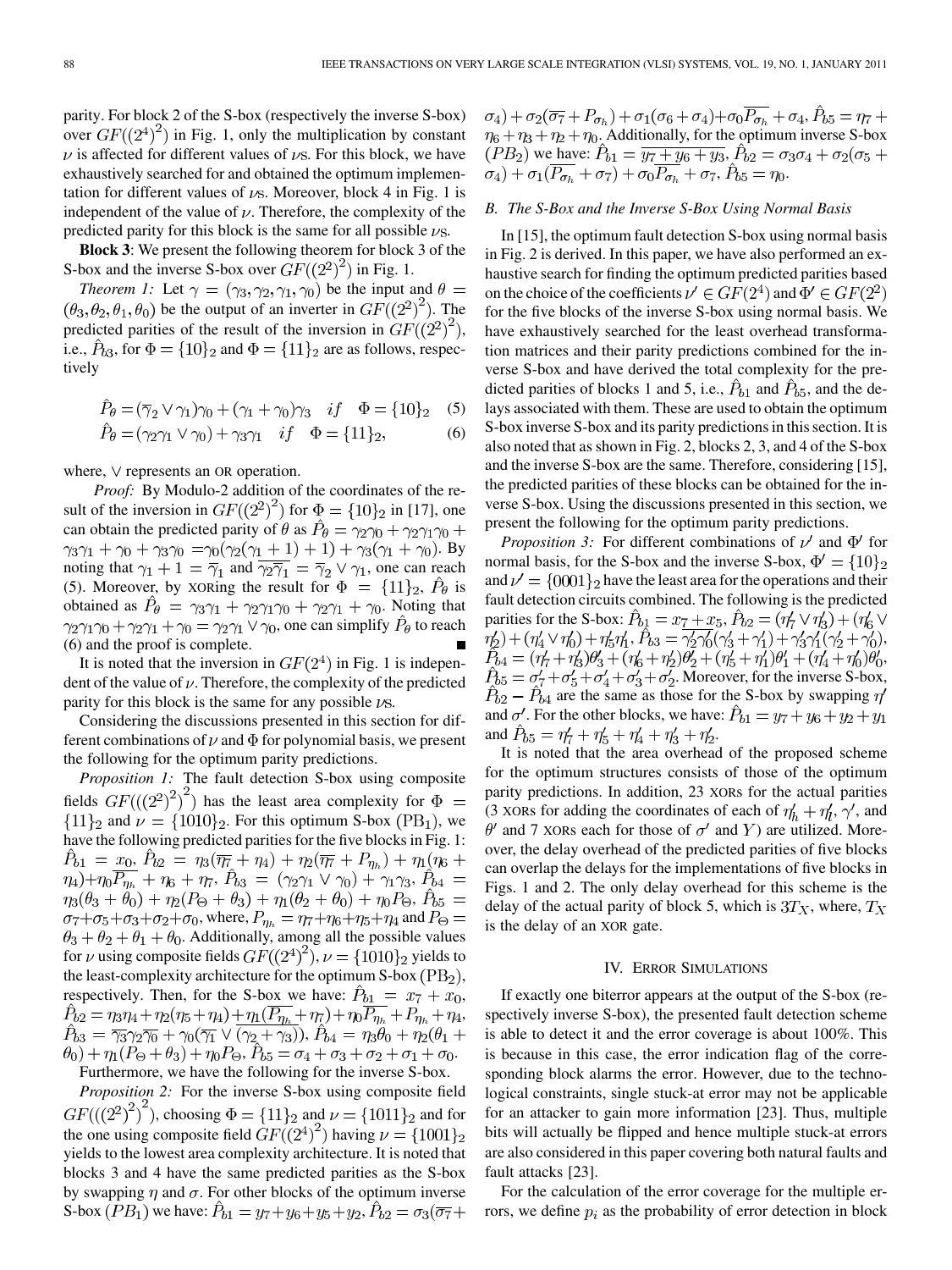parity. For block 2 of the S-box (respectively the inverse S-box) over $GF((2^4)^2)$ in Fig. 1, only the multiplication by constant $\nu$ is affected for different values of $\nu$s. For this block, we have exhaustively searched for and obtained the optimum implementation for different values of $\nu$s. Moreover, block 4 in Fig. 1 is independent of the value of $\nu$. Therefore, the complexity of the predicted parity for this block is the same for all possible $\nu$s.

**Block 3**: We present the following theorem for block 3 of the S-box and the inverse S-box over $GF((2^2)^2)$ in Fig. 1.

*Theorem 1:* Let $\gamma = (\gamma_3, \gamma_2, \gamma_1, \gamma_0)$ be the input and $\theta = (\theta_3, \theta_2, \theta_1, \theta_0)$ be the output of an inverter in $GF((2^2)^2)$. The predicted parities of the result of the inversion in $GF((2^2)^2)$, i.e., $\hat{P}_{b3}$, for $\Phi = \{10\}_2$ and $\Phi = \{11\}_2$ are as follows, respectively

$$\hat{P}_\theta = (\overline{\gamma}_2 \vee \gamma_1)\gamma_0 + (\gamma_1 + \gamma_0)\gamma_3 \quad if \quad \Phi = \{10\}_2 \tag{5}$$

$$\hat{P}_\theta = (\gamma_2\gamma_1 \vee \gamma_0) + \gamma_3\gamma_1 \quad if \quad \Phi = \{11\}_2, \tag{6}$$

where, $\vee$ represents an OR operation.

*Proof:* By Modulo-2 addition of the coordinates of the result of the inversion in $GF((2^2)^2)$ for $\Phi = \{10\}_2$ in [17], one can obtain the predicted parity of $\theta$ as $\hat{P}_\theta = \gamma_2\gamma_0 + \gamma_2\gamma_1\gamma_0 + \gamma_3\gamma_1 + \gamma_0 + \gamma_3\gamma_0 = \gamma_0(\gamma_2(\gamma_1 + 1) + 1) + \gamma_3(\gamma_1 + \gamma_0)$. By noting that $\gamma_1 + 1 = \overline{\gamma}_1$ and $\overline{\gamma_2\overline{\gamma}_1} = \overline{\gamma}_2 \vee \gamma_1$, one can reach (5). Moreover, by XORing the result for $\Phi = \{11\}_2$, $\hat{P}_\theta$ is obtained as $\hat{P}_\theta = \gamma_3\gamma_1 + \gamma_2\gamma_1\gamma_0 + \gamma_2\gamma_1 + \gamma_0$. Noting that $\gamma_2\gamma_1\gamma_0 + \gamma_2\gamma_1 + \gamma_0 = \gamma_2\gamma_1 \vee \gamma_0$, one can simplify $\hat{P}_\theta$ to reach (6) and the proof is complete. ∎

It is noted that the inversion in $GF(2^4)$ in Fig. 1 is independent of the value of $\nu$. Therefore, the complexity of the predicted parity for this block is the same for any possible $\nu$s.

Considering the discussions presented in this section for different combinations of $\nu$ and $\Phi$ for polynomial basis, we present the following for the optimum parity predictions.

*Proposition 1:* The fault detection S-box using composite fields $GF(((2^2)^2)^2)$ has the least area complexity for $\Phi = \{11\}_2$ and $\nu = \{1010\}_2$. For this optimum S-box ($\mathrm{PB}_1$), we have the following predicted parities for the five blocks in Fig. 1: $\hat{P}_{b1} = x_0$, $\hat{P}_{b2} = \eta_3(\overline{\eta_7} + \eta_4) + \eta_2(\overline{\eta_7} + P_{\eta_h}) + \eta_1(\eta_6 + \eta_4) + \eta_0\overline{P_{\eta_h}} + \eta_6 + \eta_7$, $\hat{P}_{b3} = (\gamma_2\gamma_1 \vee \gamma_0) + \gamma_1\gamma_3$, $\hat{P}_{b4} = \eta_3(\theta_3 + \theta_0) + \eta_2(P_\Theta + \theta_3) + \eta_1(\theta_2 + \theta_0) + \eta_0 P_\Theta$, $\hat{P}_{b5} = \sigma_7 + \sigma_5 + \sigma_3 + \sigma_2 + \sigma_0$, where, $P_{\eta_h} = \eta_7 + \eta_6 + \eta_5 + \eta_4$ and $P_\Theta = \theta_3 + \theta_2 + \theta_1 + \theta_0$. Additionally, among all the possible values for $\nu$ using composite fields $GF((2^4)^2)$, $\nu = \{1010\}_2$ yields to the least-complexity architecture for the optimum S-box ($\mathrm{PB}_2$), respectively. Then, for the S-box we have: $\hat{P}_{b1} = \overline{x_7 + x_0}$, $\hat{P}_{b2} = \eta_3\eta_4 + \eta_2(\eta_5 + \eta_4) + \eta_1(\overline{P_{\eta_h}} + \eta_7) + \eta_0\overline{P_{\eta_h}} + P_{\eta_h} + \eta_4$, $\hat{P}_{b3} = \overline{\gamma_3}\gamma_2\overline{\gamma_0} + \gamma_0(\overline{\gamma_1} \vee \overline{(\gamma_2 + \gamma_3)})$, $\hat{P}_{b4} = \eta_3\theta_0 + \eta_2(\theta_1 + \theta_0) + \eta_1(P_\Theta + \theta_3) + \eta_0 P_\Theta$, $\hat{P}_{b5} = \sigma_4 + \sigma_3 + \sigma_2 + \sigma_1 + \sigma_0$.

Furthermore, we have the following for the inverse S-box.

*Proposition 2:* For the inverse S-box using composite field $GF(((2^2)^2)^2)$, choosing $\Phi = \{11\}_2$ and $\nu = \{1011\}_2$ and for the one using composite field $GF((2^4)^2)$ having $\nu = \{1001\}_2$ yields to the lowest area complexity architecture. It is noted that blocks 3 and 4 have the same predicted parities as the S-box by swapping $\eta$ and $\sigma$. For other blocks of the optimum inverse S-box ($PB_1$) we have: $\hat{P}_{b1} = y_7 + y_6 + y_5 + y_2$, $\hat{P}_{b2} = \sigma_3(\overline{\sigma_7} + \sigma_4) + \sigma_2(\overline{\sigma_7} + P_{\sigma_h}) + \sigma_1(\sigma_6 + \sigma_4) + \sigma_0\overline{P_{\sigma_h}} + \sigma_4$, $\hat{P}_{b5} = \eta_7 + \eta_6 + \eta_3 + \eta_2 + \eta_0$. Additionally, for the optimum inverse S-box ($PB_2$) we have: $\hat{P}_{b1} = \overline{y_7 + y_6 + y_3}$, $\hat{P}_{b2} = \sigma_3\sigma_4 + \sigma_2(\sigma_5 + \sigma_4) + \sigma_1(\overline{P_{\sigma_h}} + \sigma_7) + \sigma_0\overline{P_{\sigma_h}} + \sigma_7$, $\hat{P}_{b5} = \eta_0$.

### B. The S-Box and the Inverse S-Box Using Normal Basis

In [15], the optimum fault detection S-box using normal basis in Fig. 2 is derived. In this paper, we have also performed an exhaustive search for finding the optimum predicted parities based on the choice of the coefficients $\nu' \in GF(2^4)$ and $\Phi' \in GF(2^2)$ for the five blocks of the inverse S-box using normal basis. We have exhaustively searched for the least overhead transformation matrices and their parity predictions combined for the inverse S-box and have derived the total complexity for the predicted parities of blocks 1 and 5, i.e., $\hat{P}_{b1}$ and $\hat{P}_{b5}$, and the delays associated with them. These are used to obtain the optimum S-box inverse S-box and its parity predictions in this section. It is also noted that as shown in Fig. 2, blocks 2, 3, and 4 of the S-box and the inverse S-box are the same. Therefore, considering [15], the predicted parities of these blocks can be obtained for the inverse S-box. Using the discussions presented in this section, we present the following for the optimum parity predictions.

*Proposition 3:* For different combinations of $\nu'$ and $\Phi'$ for normal basis, for the S-box and the inverse S-box, $\Phi' = \{10\}_2$ and $\nu' = \{0001\}_2$ have the least area for the operations and their fault detection circuits combined. The following is the predicted parities for the S-box: $\hat{P}_{b1} = \overline{x_7 + x_5}$, $\hat{P}_{b2} = (\eta_7' \vee \eta_3') + (\eta_6' \vee \eta_2') + (\eta_4' \vee \eta_0') + \eta_5'\eta_1'$, $\hat{P}_{b3} = \overline{\gamma_2'\gamma_0'}(\gamma_3' + \gamma_1') + \gamma_3'\gamma_1'(\gamma_2' + \gamma_0')$, $\hat{P}_{b4} = (\eta_7' + \eta_3')\theta_3' + (\eta_6' + \eta_2')\theta_2' + (\eta_5' + \eta_1')\theta_1' + (\eta_4' + \eta_0')\theta_0'$, $\hat{P}_{b5} = \sigma_7' + \sigma_5' + \sigma_4' + \sigma_3' + \sigma_2'$. Moreover, for the inverse S-box, $\hat{P}_{b2} - \hat{P}_{b4}$ are the same as those for the S-box by swapping $\eta'$ and $\sigma'$. For the other blocks, we have: $\hat{P}_{b1} = y_7 + y_6 + y_2 + y_1$ and $\hat{P}_{b5} = \eta_7' + \eta_5' + \eta_4' + \eta_3' + \eta_2'$.

It is noted that the area overhead of the proposed scheme for the optimum structures consists of those of the optimum parity predictions. In addition, 23 XORs for the actual parities (3 XORs for adding the coordinates of each of $\eta_h' + \eta_l'$, $\gamma'$, and $\theta'$ and 7 XORs each for those of $\sigma'$ and $Y$) are utilized. Moreover, the delay overhead of the predicted parities of five blocks can overlap the delays for the implementations of five blocks in Figs. 1 and 2. The only delay overhead for this scheme is the delay of the actual parity of block 5, which is $3T_X$, where, $T_X$ is the delay of an XOR gate.

## IV. Error Simulations

If exactly one biterror appears at the output of the S-box (respectively inverse S-box), the presented fault detection scheme is able to detect it and the error coverage is about 100%. This is because in this case, the error indication flag of the corresponding block alarms the error. However, due to the technological constraints, single stuck-at error may not be applicable for an attacker to gain more information [23]. Thus, multiple bits will actually be flipped and hence multiple stuck-at errors are also considered in this paper covering both natural faults and fault attacks [23].

For the calculation of the error coverage for the multiple errors, we define $p_i$ as the probability of error detection in block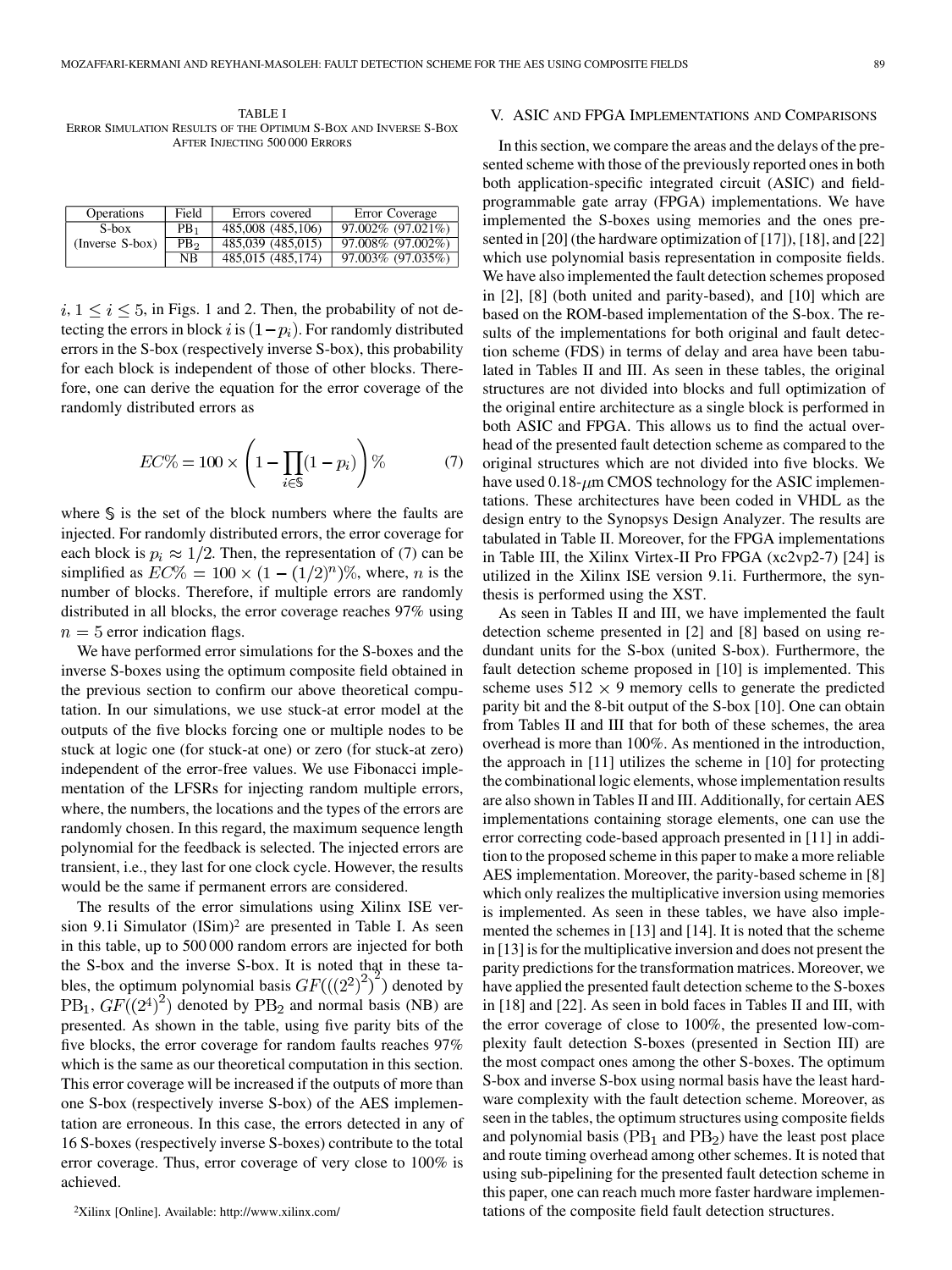TABLE I
ERROR SIMULATION RESULTS OF THE OPTIMUM S-BOX AND INVERSE S-BOX AFTER INJECTING 500 000 ERRORS

| Operations | Field | Errors covered | Error Coverage |
|---|---|---|---|
| S-box (Inverse S-box) | $PB_1$ | 485,008 (485,106) | 97.002% (97.021%) |
| | $PB_2$ | 485,039 (485,015) | 97.008% (97.002%) |
| | NB | 485,015 (485,174) | 97.003% (97.035%) |

$i, 1 \leq i \leq 5$, in Figs. 1 and 2. Then, the probability of not detecting the errors in block $i$ is $(1-p_i)$. For randomly distributed errors in the S-box (respectively inverse S-box), this probability for each block is independent of those of other blocks. Therefore, one can derive the equation for the error coverage of the randomly distributed errors as

$$EC\% = 100 \times \left(1 - \prod_{i \in \mathbb{S}} (1-p_i)\right)\% \tag{7}$$

where $\mathbb{S}$ is the set of the block numbers where the faults are injected. For randomly distributed errors, the error coverage for each block is $p_i \approx 1/2$. Then, the representation of (7) can be simplified as $EC\% = 100 \times (1-(1/2)^n)\%$, where, $n$ is the number of blocks. Therefore, if multiple errors are randomly distributed in all blocks, the error coverage reaches 97% using $n = 5$ error indication flags.

We have performed error simulations for the S-boxes and the inverse S-boxes using the optimum composite field obtained in the previous section to confirm our above theoretical computation. In our simulations, we use stuck-at error model at the outputs of the five blocks forcing one or multiple nodes to be stuck at logic one (for stuck-at one) or zero (for stuck-at zero) independent of the error-free values. We use Fibonacci implementation of the LFSRs for injecting random multiple errors, where, the numbers, the locations and the types of the errors are randomly chosen. In this regard, the maximum sequence length polynomial for the feedback is selected. The injected errors are transient, i.e., they last for one clock cycle. However, the results would be the same if permanent errors are considered.

The results of the error simulations using Xilinx ISE version 9.1i Simulator (ISim)[2] are presented in Table I. As seen in this table, up to 500 000 random errors are injected for both the S-box and the inverse S-box. It is noted that in these tables, the optimum polynomial basis $GF(((2^2)^2)^2)$ denoted by $PB_1$, $GF((2^4)^2)$ denoted by $PB_2$ and normal basis (NB) are presented. As shown in the table, using five parity bits of the five blocks, the error coverage for random faults reaches 97% which is the same as our theoretical computation in this section. This error coverage will be increased if the outputs of more than one S-box (respectively inverse S-box) of the AES implementation are erroneous. In this case, the errors detected in any of 16 S-boxes (respectively inverse S-boxes) contribute to the total error coverage. Thus, error coverage of very close to 100% is achieved.

[2] Xilinx [Online]. Available: http://www.xilinx.com/

## V. ASIC and FPGA Implementations and Comparisons

In this section, we compare the areas and the delays of the presented scheme with those of the previously reported ones in both both application-specific integrated circuit (ASIC) and field-programmable gate array (FPGA) implementations. We have implemented the S-boxes using memories and the ones presented in [20] (the hardware optimization of [17]), [18], and [22] which use polynomial basis representation in composite fields. We have also implemented the fault detection schemes proposed in [2], [8] (both united and parity-based), and [10] which are based on the ROM-based implementation of the S-box. The results of the implementations for both original and fault detection scheme (FDS) in terms of delay and area have been tabulated in Tables II and III. As seen in these tables, the original structures are not divided into blocks and full optimization of the original entire architecture as a single block is performed in both ASIC and FPGA. This allows us to find the actual overhead of the presented fault detection scheme as compared to the original structures which are not divided into five blocks. We have used 0.18-$\mu$m CMOS technology for the ASIC implementations. These architectures have been coded in VHDL as the design entry to the Synopsys Design Analyzer. The results are tabulated in Table II. Moreover, for the FPGA implementations in Table III, the Xilinx Virtex-II Pro FPGA (xc2vp2-7) [24] is utilized in the Xilinx ISE version 9.1i. Furthermore, the synthesis is performed using the XST.

As seen in Tables II and III, we have implemented the fault detection scheme presented in [2] and [8] based on using redundant units for the S-box (united S-box). Furthermore, the fault detection scheme proposed in [10] is implemented. This scheme uses $512 \times 9$ memory cells to generate the predicted parity bit and the 8-bit output of the S-box [10]. One can obtain from Tables II and III that for both of these schemes, the area overhead is more than 100%. As mentioned in the introduction, the approach in [11] utilizes the scheme in [10] for protecting the combinational logic elements, whose implementation results are also shown in Tables II and III. Additionally, for certain AES implementations containing storage elements, one can use the error correcting code-based approach presented in [11] in addition to the proposed scheme in this paper to make a more reliable AES implementation. Moreover, the parity-based scheme in [8] which only realizes the multiplicative inversion using memories is implemented. As seen in these tables, we have also implemented the schemes in [13] and [14]. It is noted that the scheme in [13] is for the multiplicative inversion and does not present the parity predictions for the transformation matrices. Moreover, we have applied the presented fault detection scheme to the S-boxes in [18] and [22]. As seen in bold faces in Tables II and III, with the error coverage of close to 100%, the presented low-complexity fault detection S-boxes (presented in Section III) are the most compact ones among the other S-boxes. The optimum S-box and inverse S-box using normal basis have the least hardware complexity with the fault detection scheme. Moreover, as seen in the tables, the optimum structures using composite fields and polynomial basis ($PB_1$ and $PB_2$) have the least post place and route timing overhead among other schemes. It is noted that using sub-pipelining for the presented fault detection scheme in this paper, one can reach much more faster hardware implementations of the composite field fault detection structures.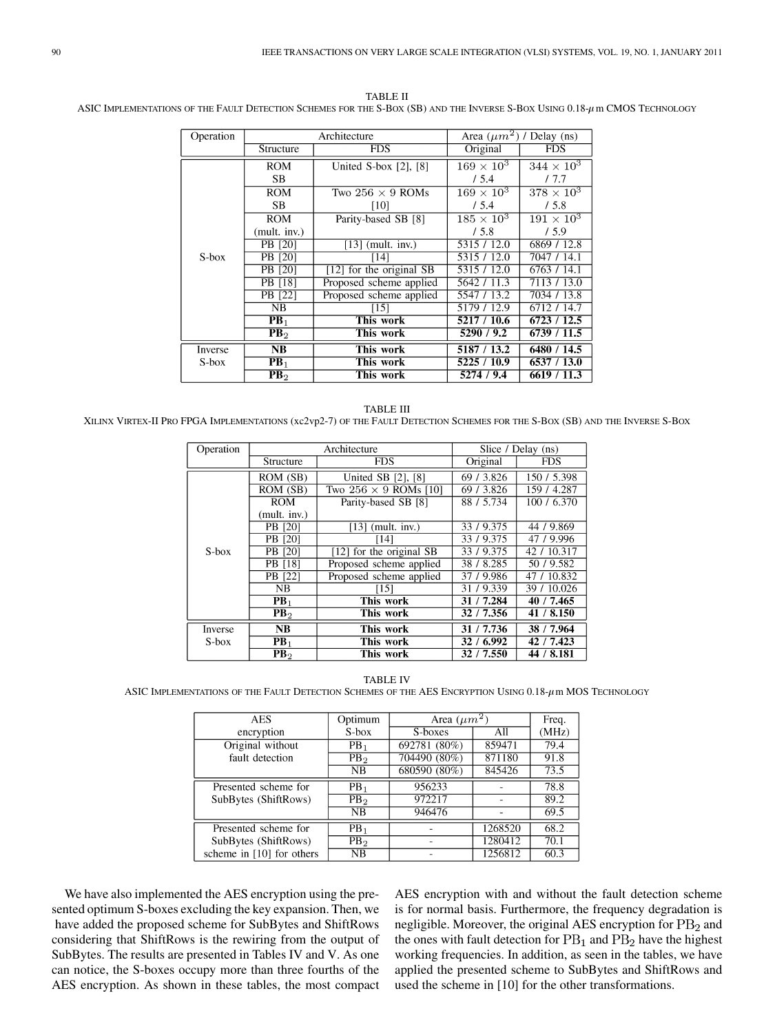TABLE II
ASIC IMPLEMENTATIONS OF THE FAULT DETECTION SCHEMES FOR THE S-BOX (SB) AND THE INVERSE S-BOX USING 0.18-$\mu$m CMOS TECHNOLOGY

| Operation | Architecture | | Area ($\mu m^2$) / Delay (ns) | |
|---|---|---|---|---|
| | Structure | FDS | Original | FDS |
| S-box | ROM SB | United S-box [2], [8] | $169 \times 10^3$ / 5.4 | $344 \times 10^3$ / 7.7 |
| | ROM SB | Two $256 \times 9$ ROMs [10] | $169 \times 10^3$ / 5.4 | $378 \times 10^3$ / 5.8 |
| | ROM (mult. inv.) | Parity-based SB [8] | $185 \times 10^3$ / 5.8 | $191 \times 10^3$ / 5.9 |
| | PB [20] | [13] (mult. inv.) | 5315 / 12.0 | 6869 / 12.8 |
| | PB [20] | [14] | 5315 / 12.0 | 7047 / 14.1 |
| | PB [20] | [12] for the original SB | 5315 / 12.0 | 6763 / 14.1 |
| | PB [18] | Proposed scheme applied | 5642 / 11.3 | 7113 / 13.0 |
| | PB [22] | Proposed scheme applied | 5547 / 13.2 | 7034 / 13.8 |
| | NB | [15] | 5179 / 12.9 | 6712 / 14.7 |
| | **$PB_1$** | **This work** | **5217 / 10.6** | **6723 / 12.5** |
| | **$PB_2$** | **This work** | **5290 / 9.2** | **6739 / 11.5** |
| Inverse S-box | **NB** | **This work** | **5187 / 13.2** | **6480 / 14.5** |
| | **$PB_1$** | **This work** | **5225 / 10.9** | **6537 / 13.0** |
| | **$PB_2$** | **This work** | **5274 / 9.4** | **6619 / 11.3** |

TABLE III
XILINX VIRTEX-II PRO FPGA IMPLEMENTATIONS (xc2vp2-7) OF THE FAULT DETECTION SCHEMES FOR THE S-BOX (SB) AND THE INVERSE S-BOX

| Operation | Architecture | | Slice / Delay (ns) | |
|---|---|---|---|---|
| | Structure | FDS | Original | FDS |
| S-box | ROM (SB) | United SB [2], [8] | 69 / 3.826 | 150 / 5.398 |
| | ROM (SB) | Two $256 \times 9$ ROMs [10] | 69 / 3.826 | 159 / 4.287 |
| | ROM (mult. inv.) | Parity-based SB [8] | 88 / 5.734 | 100 / 6.370 |
| | PB [20] | [13] (mult. inv.) | 33 / 9.375 | 44 / 9.869 |
| | PB [20] | [14] | 33 / 9.375 | 47 / 9.996 |
| | PB [20] | [12] for the original SB | 33 / 9.375 | 42 / 10.317 |
| | PB [18] | Proposed scheme applied | 38 / 8.285 | 50 / 9.582 |
| | PB [22] | Proposed scheme applied | 37 / 9.986 | 47 / 10.832 |
| | NB | [15] | 31 / 9.339 | 39 / 10.026 |
| | **$PB_1$** | **This work** | **31 / 7.284** | **40 / 7.465** |
| | **$PB_2$** | **This work** | **32 / 7.356** | **41 / 8.150** |
| Inverse S-box | **NB** | **This work** | **31 / 7.736** | **38 / 7.964** |
| | **$PB_1$** | **This work** | **32 / 6.992** | **42 / 7.423** |
| | **$PB_2$** | **This work** | **32 / 7.550** | **44 / 8.181** |

TABLE IV
ASIC IMPLEMENTATIONS OF THE FAULT DETECTION SCHEMES OF THE AES ENCRYPTION USING 0.18-$\mu$m MOS TECHNOLOGY

| AES encryption | Optimum S-box | Area ($\mu m^2$) | | Freq. (MHz) |
|---|---|---|---|---|
| | | S-boxes | All | |
| Original without fault detection | $PB_1$ | 692781 (80%) | 859471 | 79.4 |
| | $PB_2$ | 704490 (80%) | 871180 | 91.8 |
| | NB | 680590 (80%) | 845426 | 73.5 |
| Presented scheme for SubBytes (ShiftRows) | $PB_1$ | 956233 | - | 78.8 |
| | $PB_2$ | 972217 | - | 89.2 |
| | NB | 946476 | - | 69.5 |
| Presented scheme for SubBytes (ShiftRows) scheme in [10] for others | $PB_1$ | - | 1268520 | 68.2 |
| | $PB_2$ | - | 1280412 | 70.1 |
| | NB | - | 1256812 | 60.3 |

We have also implemented the AES encryption using the presented optimum S-boxes excluding the key expansion. Then, we have added the proposed scheme for SubBytes and ShiftRows considering that ShiftRows is the rewiring from the output of SubBytes. The results are presented in Tables IV and V. As one can notice, the S-boxes occupy more than three fourths of the AES encryption. As shown in these tables, the most compact AES encryption with and without the fault detection scheme is for normal basis. Furthermore, the frequency degradation is negligible. Moreover, the original AES encryption for $PB_2$ and the ones with fault detection for $PB_1$ and $PB_2$ have the highest working frequencies. In addition, as seen in the tables, we have applied the presented scheme to SubBytes and ShiftRows and used the scheme in [10] for the other transformations.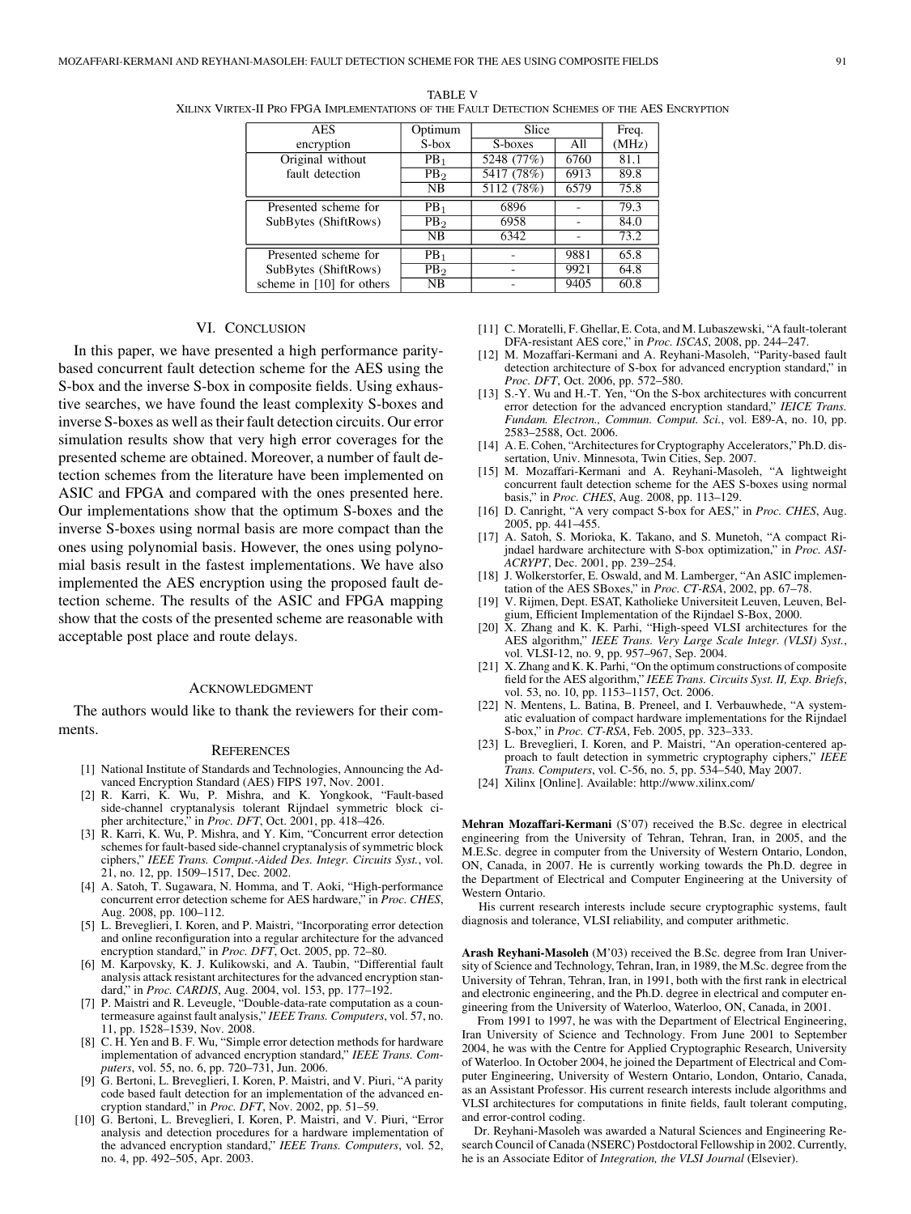TABLE V
XILINX VIRTEX-II PRO FPGA IMPLEMENTATIONS OF THE FAULT DETECTION SCHEMES OF THE AES ENCRYPTION

| AES encryption | Optimum S-box | Slice | | Freq. (MHz) |
|---|---|---|---|---|
| | | S-boxes | All | |
| Original without fault detection | $PB_1$ | 5248 (77%) | 6760 | 81.1 |
| | $PB_2$ | 5417 (78%) | 6913 | 89.8 |
| | NB | 5112 (78%) | 6579 | 75.8 |
| Presented scheme for SubBytes (ShiftRows) | $PB_1$ | 6896 | - | 79.3 |
| | $PB_2$ | 6958 | - | 84.0 |
| | NB | 6342 | - | 73.2 |
| Presented scheme for SubBytes (ShiftRows) scheme in [10] for others | $PB_1$ | - | 9881 | 65.8 |
| | $PB_2$ | - | 9921 | 64.8 |
| | NB | - | 9405 | 60.8 |

## VI. CONCLUSION

In this paper, we have presented a high performance parity-based concurrent fault detection scheme for the AES using the S-box and the inverse S-box in composite fields. Using exhaustive searches, we have found the least complexity S-boxes and inverse S-boxes as well as their fault detection circuits. Our error simulation results show that very high error coverages for the presented scheme are obtained. Moreover, a number of fault detection schemes from the literature have been implemented on ASIC and FPGA and compared with the ones presented here. Our implementations show that the optimum S-boxes and the inverse S-boxes using normal basis are more compact than the ones using polynomial basis. However, the ones using polynomial basis result in the fastest implementations. We have also implemented the AES encryption using the proposed fault detection scheme. The results of the ASIC and FPGA mapping show that the costs of the presented scheme are reasonable with acceptable post place and route delays.

## ACKNOWLEDGMENT

The authors would like to thank the reviewers for their comments.

## REFERENCES

[1] National Institute of Standards and Technologies, Announcing the Advanced Encryption Standard (AES) FIPS 197, Nov. 2001.

[2] R. Karri, K. Wu, P. Mishra, and K. Yongkook, "Fault-based side-channel cryptanalysis tolerant Rijndael symmetric block cipher architecture," in *Proc. DFT*, Oct. 2001, pp. 418–426.

[3] R. Karri, K. Wu, P. Mishra, and Y. Kim, "Concurrent error detection schemes for fault-based side-channel cryptanalysis of symmetric block ciphers," *IEEE Trans. Comput.-Aided Des. Integr. Circuits Syst.*, vol. 21, no. 12, pp. 1509–1517, Dec. 2002.

[4] A. Satoh, T. Sugawara, N. Homma, and T. Aoki, "High-performance concurrent error detection scheme for AES hardware," in *Proc. CHES*, Aug. 2008, pp. 100–112.

[5] L. Breveglieri, I. Koren, and P. Maistri, "Incorporating error detection and online reconfiguration into a regular architecture for the advanced encryption standard," in *Proc. DFT*, Oct. 2005, pp. 72–80.

[6] M. Karpovsky, K. J. Kulikowski, and A. Taubin, "Differential fault analysis attack resistant architectures for the advanced encryption standard," in *Proc. CARDIS*, Aug. 2004, vol. 153, pp. 177–192.

[7] P. Maistri and R. Leveugle, "Double-data-rate computation as a countermeasure against fault analysis," *IEEE Trans. Computers*, vol. 57, no. 11, pp. 1528–1539, Nov. 2008.

[8] C. H. Yen and B. F. Wu, "Simple error detection methods for hardware implementation of advanced encryption standard," *IEEE Trans. Computers*, vol. 55, no. 6, pp. 720–731, Jun. 2006.

[9] G. Bertoni, L. Breveglieri, I. Koren, P. Maistri, and V. Piuri, "A parity code based fault detection for an implementation of the advanced encryption standard," in *Proc. DFT*, Nov. 2002, pp. 51–59.

[10] G. Bertoni, L. Breveglieri, I. Koren, P. Maistri, and V. Piuri, "Error analysis and detection procedures for a hardware implementation of the advanced encryption standard," *IEEE Trans. Computers*, vol. 52, no. 4, pp. 492–505, Apr. 2003.

[11] C. Moratelli, F. Ghellar, E. Cota, and M. Lubaszewski, "A fault-tolerant DFA-resistant AES core," in *Proc. ISCAS*, 2008, pp. 244–247.

[12] M. Mozaffari-Kermani and A. Reyhani-Masoleh, "Parity-based fault detection architecture of S-box for advanced encryption standard," in *Proc. DFT*, Oct. 2006, pp. 572–580.

[13] S.-Y. Wu and H.-T. Yen, "On the S-box architectures with concurrent error detection for the advanced encryption standard," *IEICE Trans. Fundam. Electron., Commun. Comput. Sci.*, vol. E89-A, no. 10, pp. 2583–2588, Oct. 2006.

[14] A. E. Cohen, "Architectures for Cryptography Accelerators," Ph.D. dissertation, Univ. Minnesota, Twin Cities, Sep. 2007.

[15] M. Mozaffari-Kermani and A. Reyhani-Masoleh, "A lightweight concurrent fault detection scheme for the AES S-boxes using normal basis," in *Proc. CHES*, Aug. 2008, pp. 113–129.

[16] D. Canright, "A very compact S-box for AES," in *Proc. CHES*, Aug. 2005, pp. 441–455.

[17] A. Satoh, S. Morioka, K. Takano, and S. Munetoh, "A compact Rijndael hardware architecture with S-box optimization," in *Proc. ASIACRYPT*, Dec. 2001, pp. 239–254.

[18] J. Wolkerstorfer, E. Oswald, and M. Lamberger, "An ASIC implementation of the AES SBoxes," in *Proc. CT-RSA*, 2002, pp. 67–78.

[19] V. Rijmen, Dept. ESAT, Katholieke Universiteit Leuven, Leuven, Belgium, Efficient Implementation of the Rijndael S-Box, 2000.

[20] X. Zhang and K. K. Parhi, "High-speed VLSI architectures for the AES algorithm," *IEEE Trans. Very Large Scale Integr. (VLSI) Syst.*, vol. VLSI-12, no. 9, pp. 957–967, Sep. 2004.

[21] X. Zhang and K. K. Parhi, "On the optimum constructions of composite field for the AES algorithm," *IEEE Trans. Circuits Syst. II, Exp. Briefs*, vol. 53, no. 10, pp. 1153–1157, Oct. 2006.

[22] N. Mentens, L. Batina, B. Preneel, and I. Verbauwhede, "A systematic evaluation of compact hardware implementations for the Rijndael S-box," in *Proc. CT-RSA*, Feb. 2005, pp. 323–333.

[23] L. Breveglieri, I. Koren, and P. Maistri, "An operation-centered approach to fault detection in symmetric cryptography ciphers," *IEEE Trans. Computers*, vol. C-56, no. 5, pp. 534–540, May 2007.

[24] Xilinx [Online]. Available: http://www.xilinx.com/

**Mehran Mozaffari-Kermani** (S'07) received the B.Sc. degree in electrical engineering from the University of Tehran, Tehran, Iran, in 2005, and the M.E.Sc. degree in computer from the University of Western Ontario, London, ON, Canada, in 2007. He is currently working towards the Ph.D. degree in the Department of Electrical and Computer Engineering at the University of Western Ontario.

His current research interests include secure cryptographic systems, fault diagnosis and tolerance, VLSI reliability, and computer arithmetic.

**Arash Reyhani-Masoleh** (M'03) received the B.Sc. degree from Iran University of Science and Technology, Tehran, Iran, in 1989, the M.Sc. degree from the University of Tehran, Tehran, Iran, in 1991, both with the first rank in electrical and electronic engineering, and the Ph.D. degree in electrical and computer engineering from the University of Waterloo, Waterloo, ON, Canada, in 2001.

From 1991 to 1997, he was with the Department of Electrical Engineering, Iran University of Science and Technology. From June 2001 to September 2004, he was with the Centre for Applied Cryptographic Research, University of Waterloo. In October 2004, he joined the Department of Electrical and Computer Engineering, University of Western Ontario, London, Ontario, Canada, as an Assistant Professor. His current research interests include algorithms and VLSI architectures for computations in finite fields, fault tolerant computing, and error-control coding.

Dr. Reyhani-Masoleh was awarded a Natural Sciences and Engineering Research Council of Canada (NSERC) Postdoctoral Fellowship in 2002. Currently, he is an Associate Editor of *Integration, the VLSI Journal* (Elsevier).